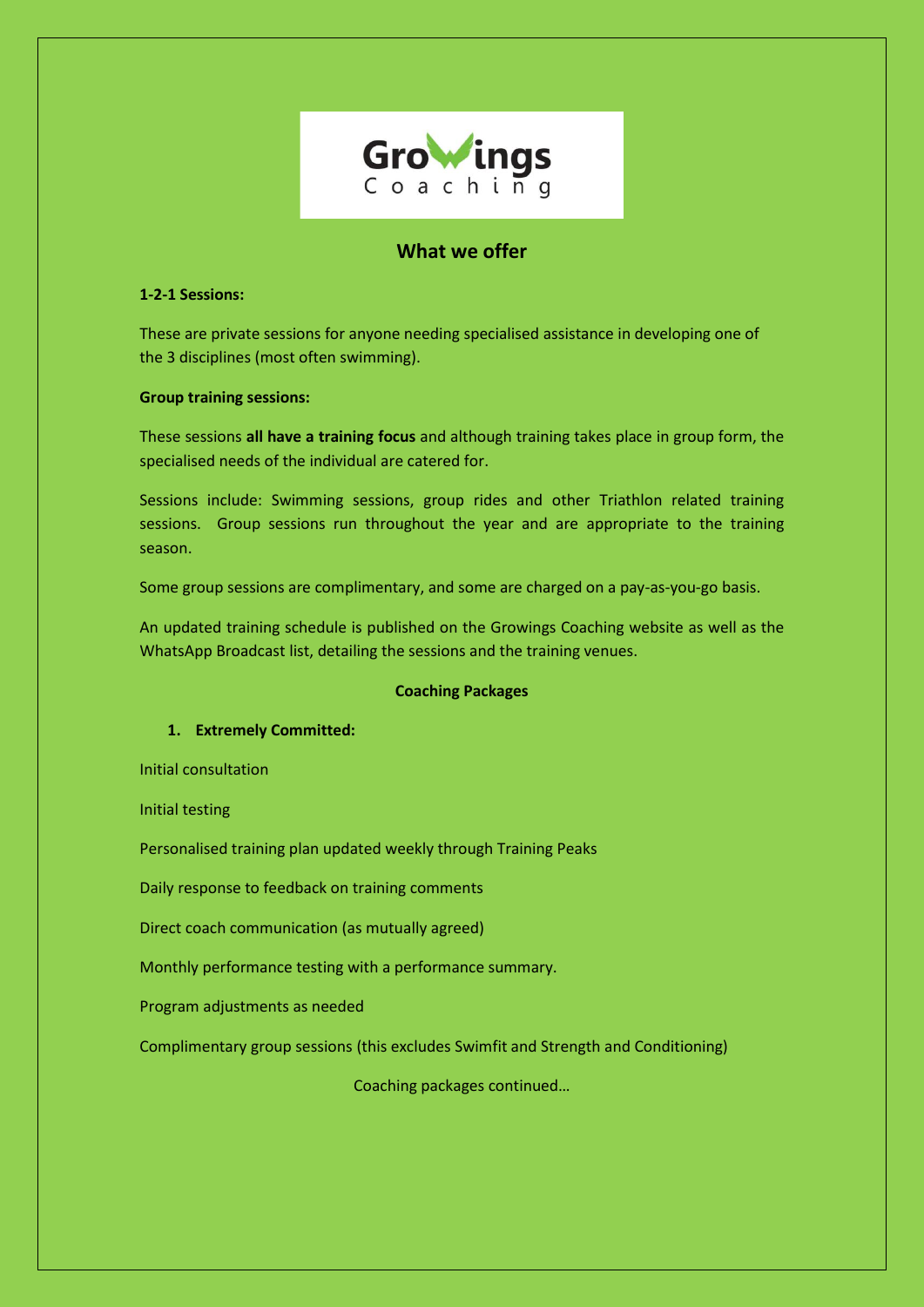Growings Coaching

## What we offer

**1-2-1 Sessions:**

These are private sessions for anyone needing specialised assistance in developing one of the 3 disciplines (most often swimming).

**Group training sessions:**

These sessions **all have a training focus** and although training takes place in group form, the specialised needs of the individual are catered for.

Sessions include: Swimming sessions, group rides and other Triathlon related training sessions. Group sessions run throughout the year and are appropriate to the training season.

Some group sessions are complimentary, and some are charged on a pay-as-you-go basis.

An updated training schedule is published on the Growings Coaching website as well as the WhatsApp Broadcast list, detailing the sessions and the training venues.

**Coaching Packages**

1. **Extremely Committed:**

Initial consultation

Initial testing

Personalised training plan updated weekly through Training Peaks

Daily response to feedback on training comments

Direct coach communication (as mutually agreed)

Monthly performance testing with a performance summary.

Program adjustments as needed

Complimentary group sessions (this excludes Swimfit and Strength and Conditioning)

Coaching packages continued…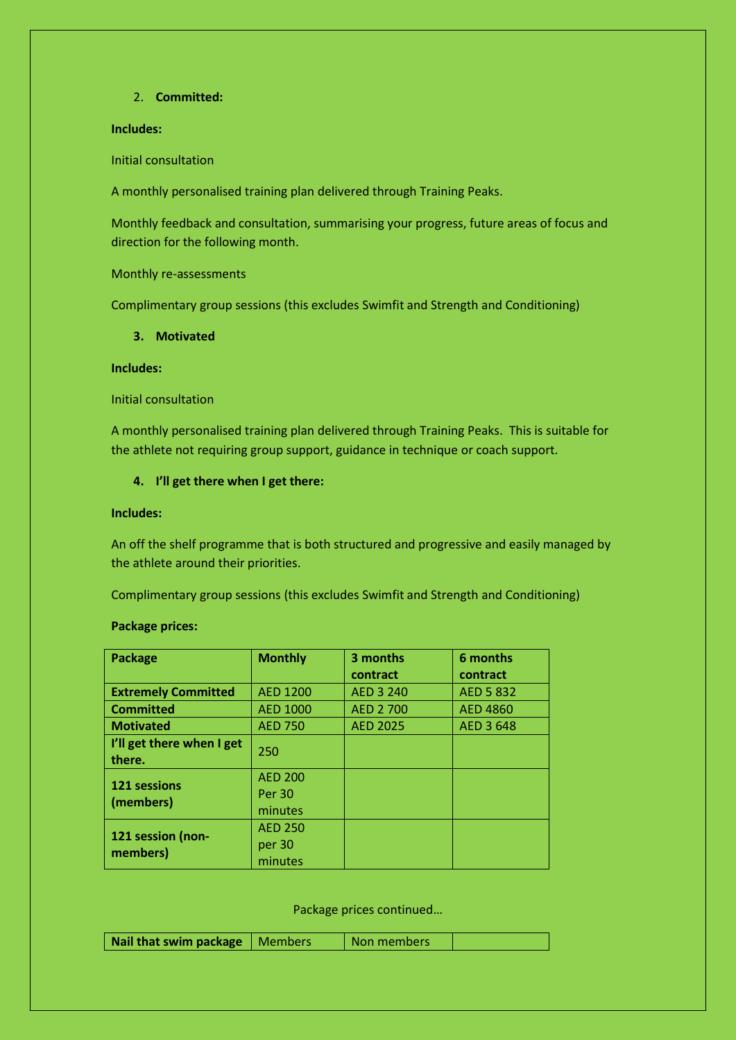2. **Committed:**

**Includes:**

Initial consultation

A monthly personalised training plan delivered through Training Peaks.

Monthly feedback and consultation, summarising your progress, future areas of focus and direction for the following month.

Monthly re-assessments

Complimentary group sessions (this excludes Swimfit and Strength and Conditioning)

3. **Motivated**

**Includes:**

Initial consultation

A monthly personalised training plan delivered through Training Peaks. This is suitable for the athlete not requiring group support, guidance in technique or coach support.

4. **I'll get there when I get there:**

**Includes:**

An off the shelf programme that is both structured and progressive and easily managed by the athlete around their priorities.

Complimentary group sessions (this excludes Swimfit and Strength and Conditioning)

**Package prices:**

| **Package** | **Monthly** | **3 months contract** | **6 months contract** |
|---|---|---|---|
| **Extremely Committed** | AED 1200 | AED 3 240 | AED 5 832 |
| **Committed** | AED 1000 | AED 2 700 | AED 4860 |
| **Motivated** | AED 750 | AED 2025 | AED 3 648 |
| **I'll get there when I get there.** | 250 | | |
| **121 sessions (members)** | AED 200 Per 30 minutes | | |
| **121 session (non-members)** | AED 250 per 30 minutes | | |

Package prices continued…

| **Nail that swim package** | Members | Non members | |
|---|---|---|---|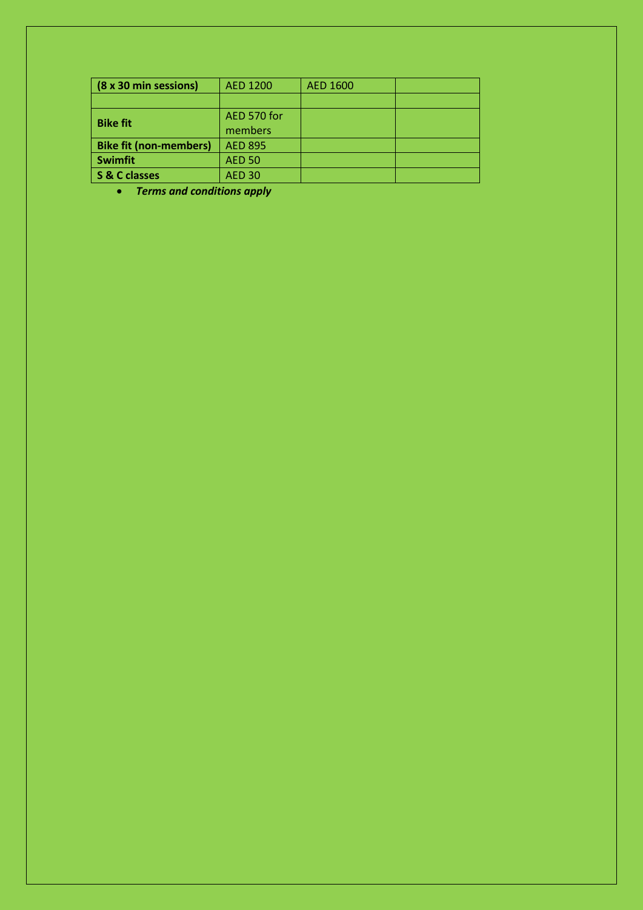| | | | |
|---|---|---|---|
| **(8 x 30 min sessions)** | AED 1200 | AED 1600 | |
| | | | |
| **Bike fit** | AED 570 for members | | |
| **Bike fit (non-members)** | AED 895 | | |
| **Swimfit** | AED 50 | | |
| **S & C classes** | AED 30 | | |

- ***Terms and conditions apply***